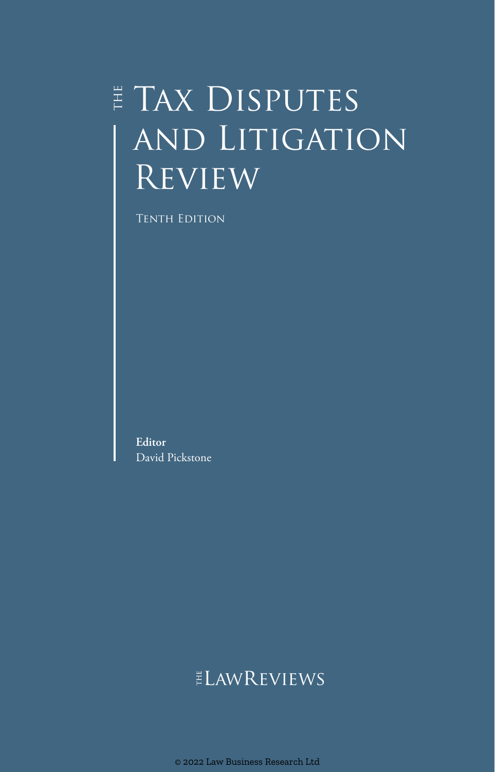# The Tax Disputes and Litigation Review

Tenth Edition

**Editor**
David Pickstone

The LawReviews

© 2022 Law Business Research Ltd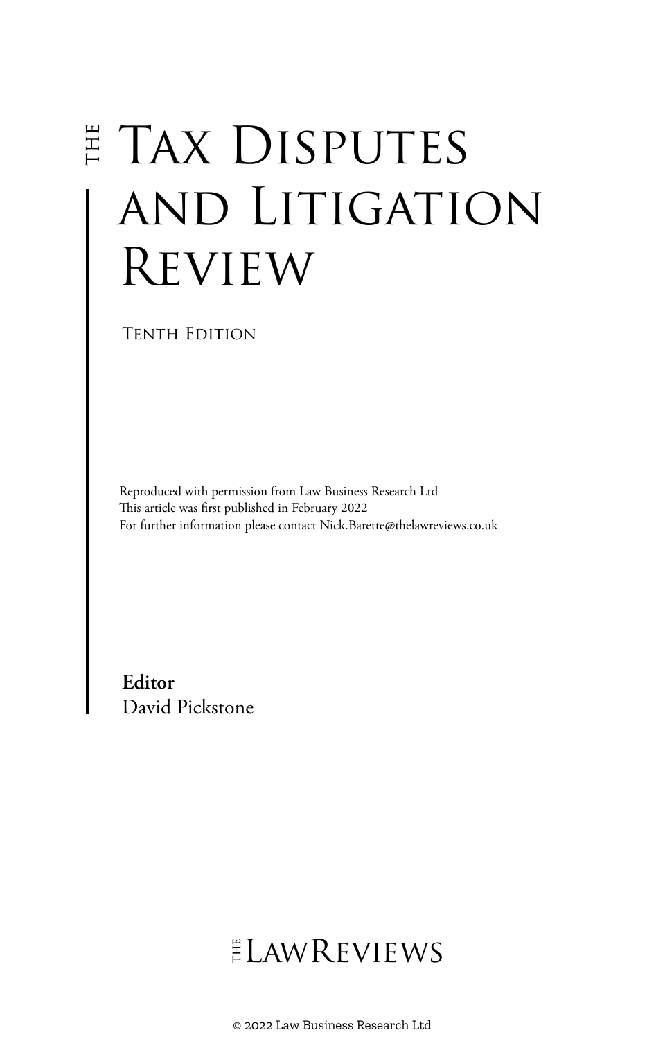# THE TAX DISPUTES AND LITIGATION REVIEW

TENTH EDITION

Reproduced with permission from Law Business Research Ltd
This article was first published in February 2022
For further information please contact Nick.Barette@thelawreviews.co.uk

**Editor**
David Pickstone

THE LAWREVIEWS

© 2022 Law Business Research Ltd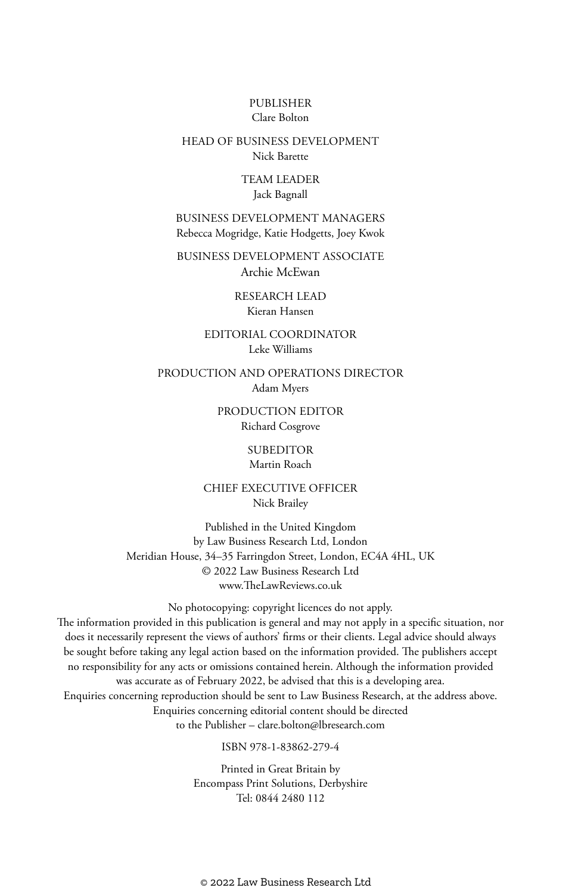PUBLISHER
Clare Bolton

HEAD OF BUSINESS DEVELOPMENT
Nick Barette

TEAM LEADER
Jack Bagnall

BUSINESS DEVELOPMENT MANAGERS
Rebecca Mogridge, Katie Hodgetts, Joey Kwok

BUSINESS DEVELOPMENT ASSOCIATE
Archie McEwan

RESEARCH LEAD
Kieran Hansen

EDITORIAL COORDINATOR
Leke Williams

PRODUCTION AND OPERATIONS DIRECTOR
Adam Myers

PRODUCTION EDITOR
Richard Cosgrove

SUBEDITOR
Martin Roach

CHIEF EXECUTIVE OFFICER
Nick Brailey

Published in the United Kingdom
by Law Business Research Ltd, London
Meridian House, 34–35 Farringdon Street, London, EC4A 4HL, UK
© 2022 Law Business Research Ltd
www.TheLawReviews.co.uk

No photocopying: copyright licences do not apply.
The information provided in this publication is general and may not apply in a specific situation, nor does it necessarily represent the views of authors' firms or their clients. Legal advice should always be sought before taking any legal action based on the information provided. The publishers accept no responsibility for any acts or omissions contained herein. Although the information provided was accurate as of February 2022, be advised that this is a developing area.
Enquiries concerning reproduction should be sent to Law Business Research, at the address above.
Enquiries concerning editorial content should be directed
to the Publisher – clare.bolton@lbresearch.com

ISBN 978-1-83862-279-4

Printed in Great Britain by
Encompass Print Solutions, Derbyshire
Tel: 0844 2480 112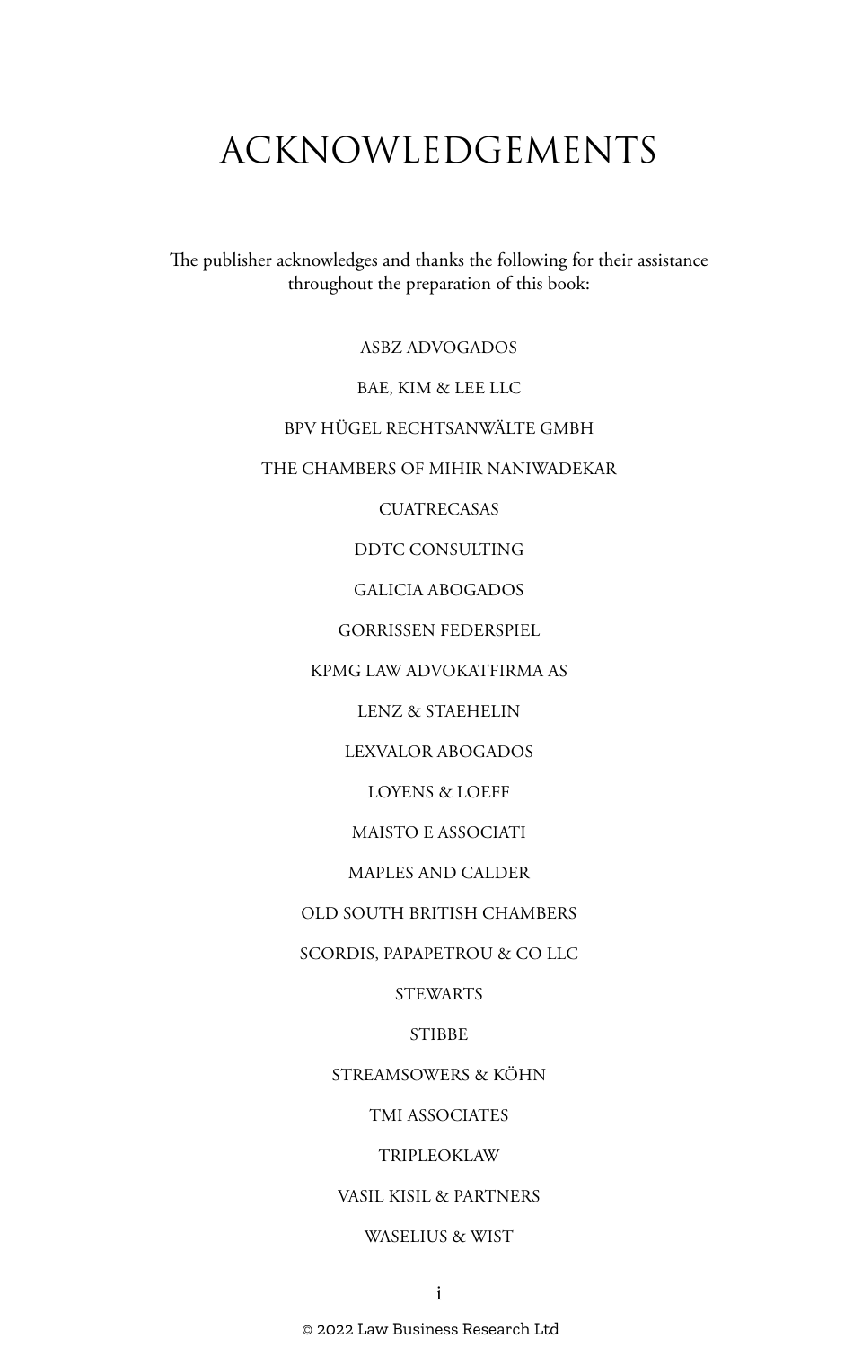# ACKNOWLEDGEMENTS

The publisher acknowledges and thanks the following for their assistance throughout the preparation of this book:

ASBZ ADVOGADOS

BAE, KIM & LEE LLC

BPV HÜGEL RECHTSANWÄLTE GMBH

THE CHAMBERS OF MIHIR NANIWADEKAR

CUATRECASAS

DDTC CONSULTING

GALICIA ABOGADOS

GORRISSEN FEDERSPIEL

KPMG LAW ADVOKATFIRMA AS

LENZ & STAEHELIN

LEXVALOR ABOGADOS

LOYENS & LOEFF

MAISTO E ASSOCIATI

MAPLES AND CALDER

OLD SOUTH BRITISH CHAMBERS

SCORDIS, PAPAPETROU & CO LLC

STEWARTS

STIBBE

STREAMSOWERS & KÖHN

TMI ASSOCIATES

TRIPLEOKLAW

VASIL KISIL & PARTNERS

WASELIUS & WIST

© 2022 Law Business Research Ltd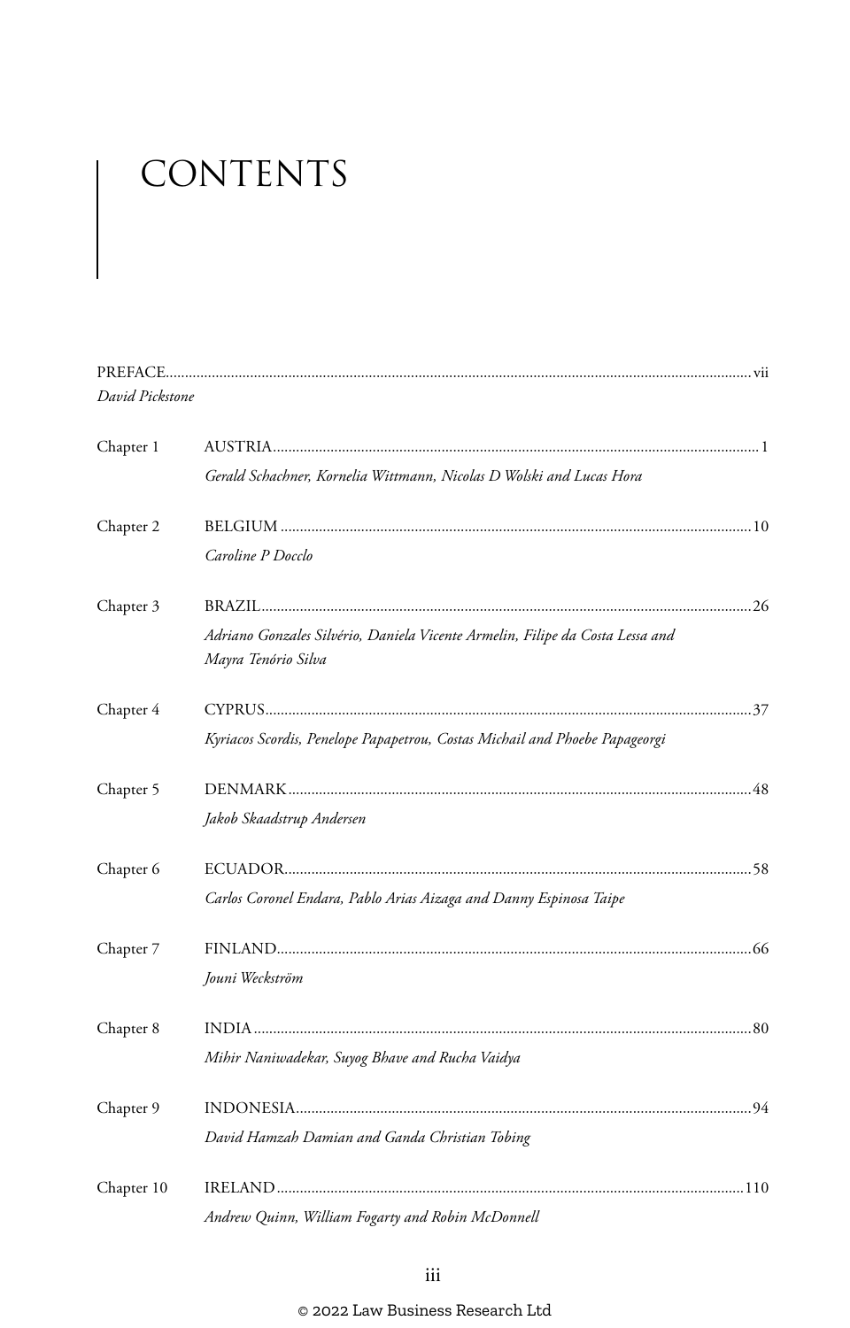# CONTENTS

PREFACE ..... vii
*David Pickstone*

Chapter 1 AUSTRIA ..... 1
*Gerald Schachner, Kornelia Wittmann, Nicolas D Wolski and Lucas Hora*

Chapter 2 BELGIUM ..... 10
*Caroline P Docclo*

Chapter 3 BRAZIL ..... 26
*Adriano Gonzales Silvério, Daniela Vicente Armelin, Filipe da Costa Lessa and Mayra Tenório Silva*

Chapter 4 CYPRUS ..... 37
*Kyriacos Scordis, Penelope Papapetrou, Costas Michail and Phoebe Papageorgi*

Chapter 5 DENMARK ..... 48
*Jakob Skaadstrup Andersen*

Chapter 6 ECUADOR ..... 58
*Carlos Coronel Endara, Pablo Arias Aizaga and Danny Espinosa Taipe*

Chapter 7 FINLAND ..... 66
*Jouni Weckström*

Chapter 8 INDIA ..... 80
*Mihir Naniwadekar, Suyog Bhave and Rucha Vaidya*

Chapter 9 INDONESIA ..... 94
*David Hamzah Damian and Ganda Christian Tobing*

Chapter 10 IRELAND ..... 110
*Andrew Quinn, William Fogarty and Robin McDonnell*

© 2022 Law Business Research Ltd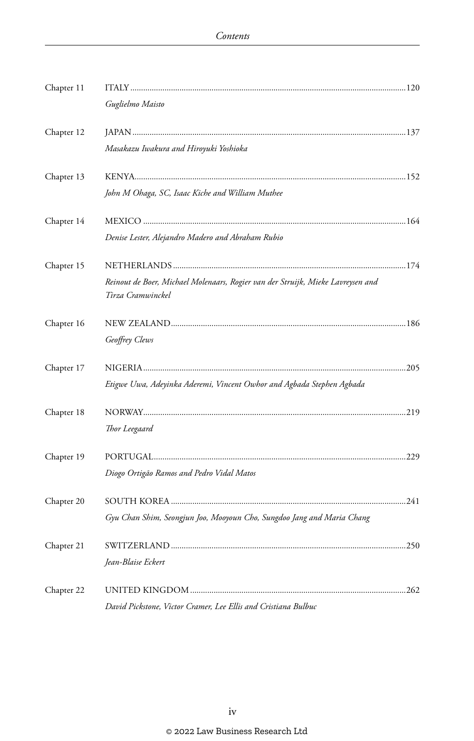| | | |
|---|---|---|
| Chapter 11 | ITALY<br>*Guglielmo Maisto* | 120 |
| Chapter 12 | JAPAN<br>*Masakazu Iwakura and Hiroyuki Yoshioka* | 137 |
| Chapter 13 | KENYA<br>*John M Ohaga, SC, Isaac Kiche and William Muthee* | 152 |
| Chapter 14 | MEXICO<br>*Denise Lester, Alejandro Madero and Abraham Rubio* | 164 |
| Chapter 15 | NETHERLANDS<br>*Reinout de Boer, Michael Molenaars, Rogier van der Struijk, Mieke Lavreysen and Tirza Cramwinckel* | 174 |
| Chapter 16 | NEW ZEALAND<br>*Geoffrey Clews* | 186 |
| Chapter 17 | NIGERIA<br>*Etigwe Uwa, Adeyinka Aderemi, Vincent Owhor and Agbada Stephen Agbada* | 205 |
| Chapter 18 | NORWAY<br>*Thor Leegaard* | 219 |
| Chapter 19 | PORTUGAL<br>*Diogo Ortigão Ramos and Pedro Vidal Matos* | 229 |
| Chapter 20 | SOUTH KOREA<br>*Gyu Chan Shim, Seongjun Joo, Mooyoun Cho, Sungdoo Jang and Maria Chang* | 241 |
| Chapter 21 | SWITZERLAND<br>*Jean-Blaise Eckert* | 250 |
| Chapter 22 | UNITED KINGDOM<br>*David Pickstone, Victor Cramer, Lee Ellis and Cristiana Bulbuc* | 262 |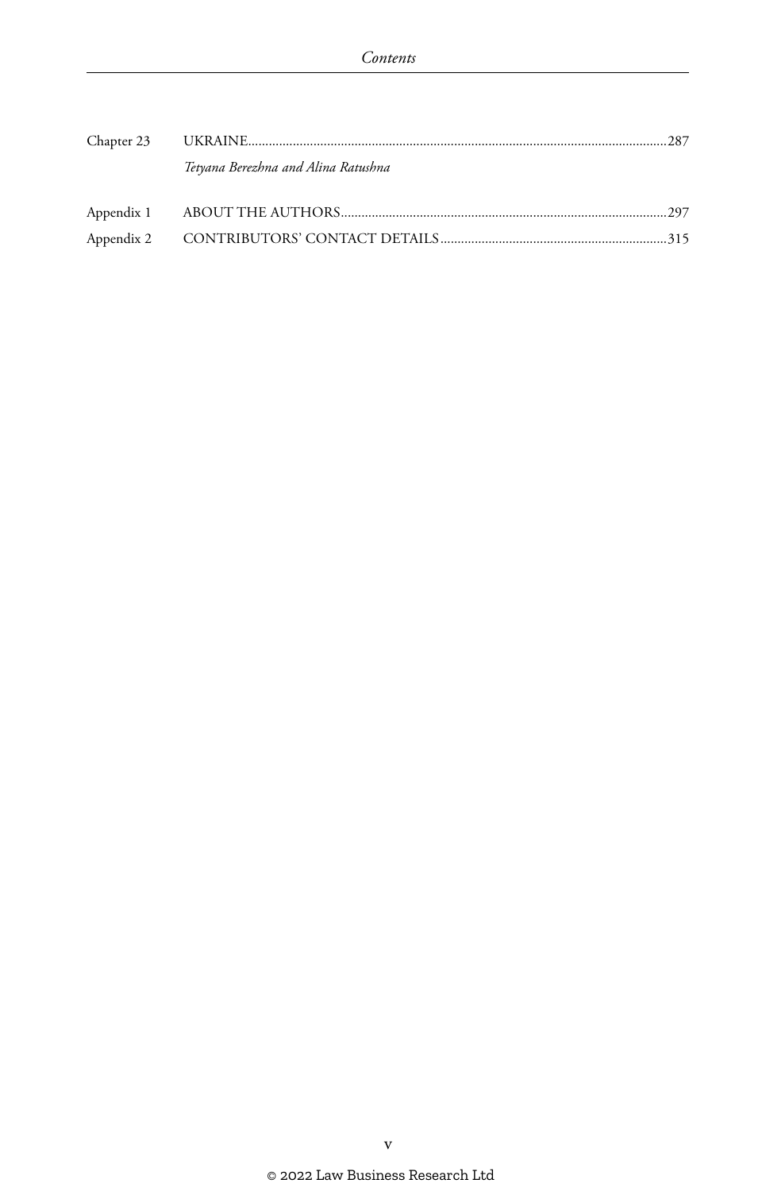Chapter 23 UKRAINE......287

*Tetyana Berezhna and Alina Ratushna*

Appendix 1 ABOUT THE AUTHORS......297

Appendix 2 CONTRIBUTORS' CONTACT DETAILS......315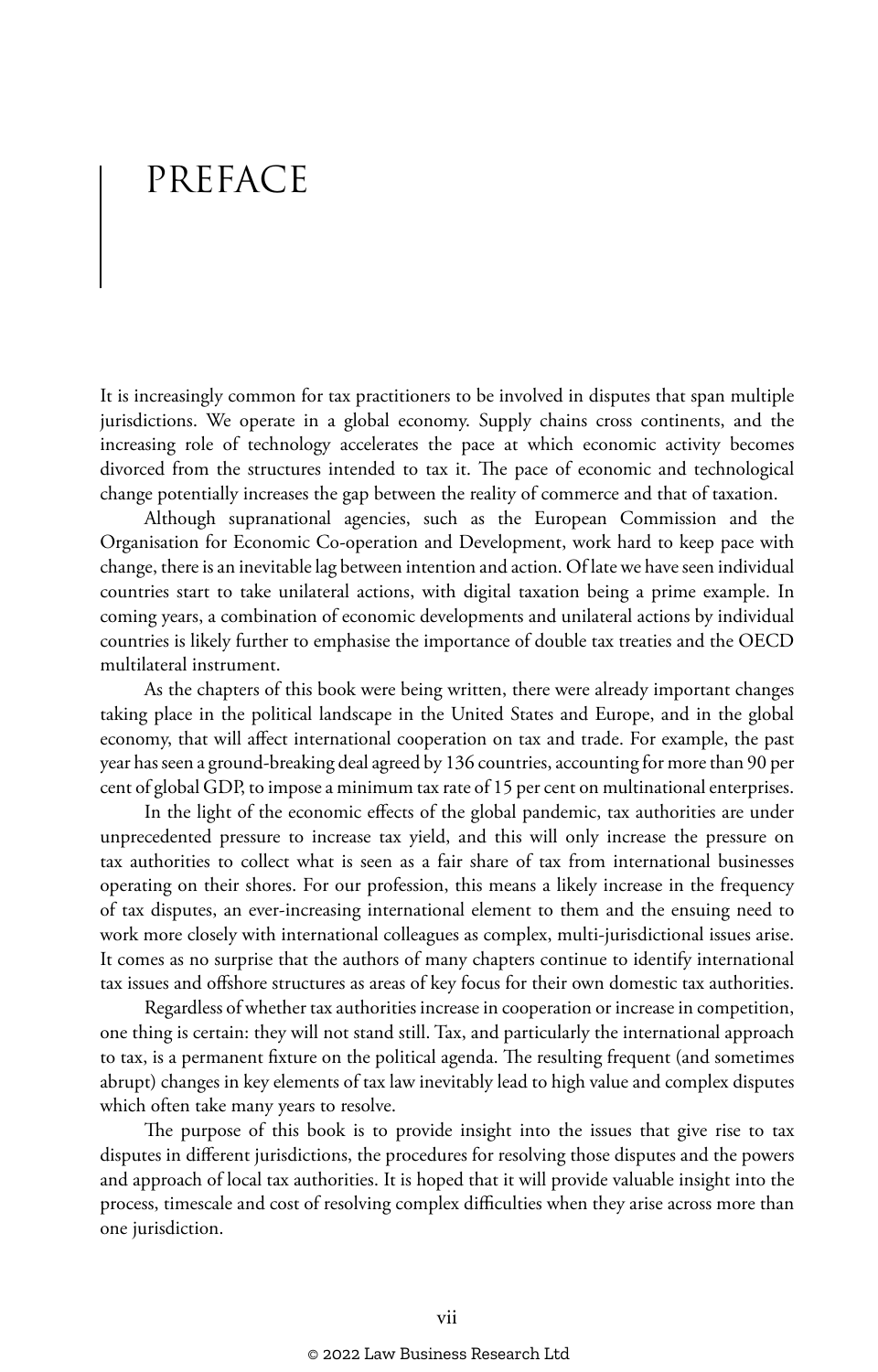# PREFACE

It is increasingly common for tax practitioners to be involved in disputes that span multiple jurisdictions. We operate in a global economy. Supply chains cross continents, and the increasing role of technology accelerates the pace at which economic activity becomes divorced from the structures intended to tax it. The pace of economic and technological change potentially increases the gap between the reality of commerce and that of taxation.

Although supranational agencies, such as the European Commission and the Organisation for Economic Co-operation and Development, work hard to keep pace with change, there is an inevitable lag between intention and action. Of late we have seen individual countries start to take unilateral actions, with digital taxation being a prime example. In coming years, a combination of economic developments and unilateral actions by individual countries is likely further to emphasise the importance of double tax treaties and the OECD multilateral instrument.

As the chapters of this book were being written, there were already important changes taking place in the political landscape in the United States and Europe, and in the global economy, that will affect international cooperation on tax and trade. For example, the past year has seen a ground-breaking deal agreed by 136 countries, accounting for more than 90 per cent of global GDP, to impose a minimum tax rate of 15 per cent on multinational enterprises.

In the light of the economic effects of the global pandemic, tax authorities are under unprecedented pressure to increase tax yield, and this will only increase the pressure on tax authorities to collect what is seen as a fair share of tax from international businesses operating on their shores. For our profession, this means a likely increase in the frequency of tax disputes, an ever-increasing international element to them and the ensuing need to work more closely with international colleagues as complex, multi-jurisdictional issues arise. It comes as no surprise that the authors of many chapters continue to identify international tax issues and offshore structures as areas of key focus for their own domestic tax authorities.

Regardless of whether tax authorities increase in cooperation or increase in competition, one thing is certain: they will not stand still. Tax, and particularly the international approach to tax, is a permanent fixture on the political agenda. The resulting frequent (and sometimes abrupt) changes in key elements of tax law inevitably lead to high value and complex disputes which often take many years to resolve.

The purpose of this book is to provide insight into the issues that give rise to tax disputes in different jurisdictions, the procedures for resolving those disputes and the powers and approach of local tax authorities. It is hoped that it will provide valuable insight into the process, timescale and cost of resolving complex difficulties when they arise across more than one jurisdiction.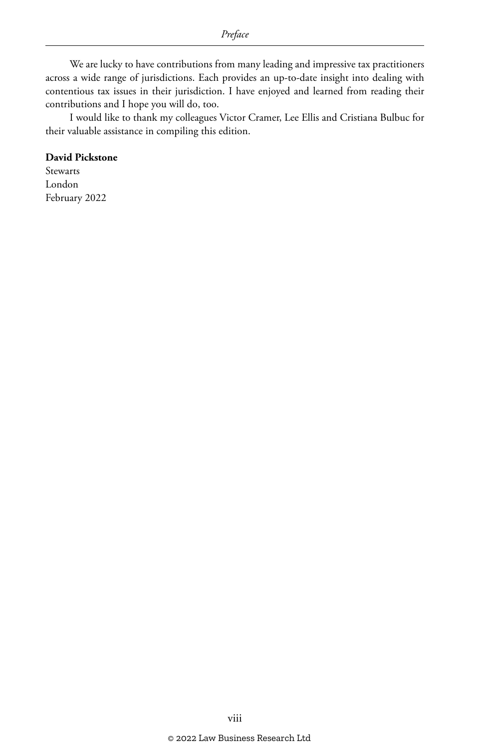We are lucky to have contributions from many leading and impressive tax practitioners across a wide range of jurisdictions. Each provides an up-to-date insight into dealing with contentious tax issues in their jurisdiction. I have enjoyed and learned from reading their contributions and I hope you will do, too.

I would like to thank my colleagues Victor Cramer, Lee Ellis and Cristiana Bulbuc for their valuable assistance in compiling this edition.

**David Pickstone**
Stewarts
London
February 2022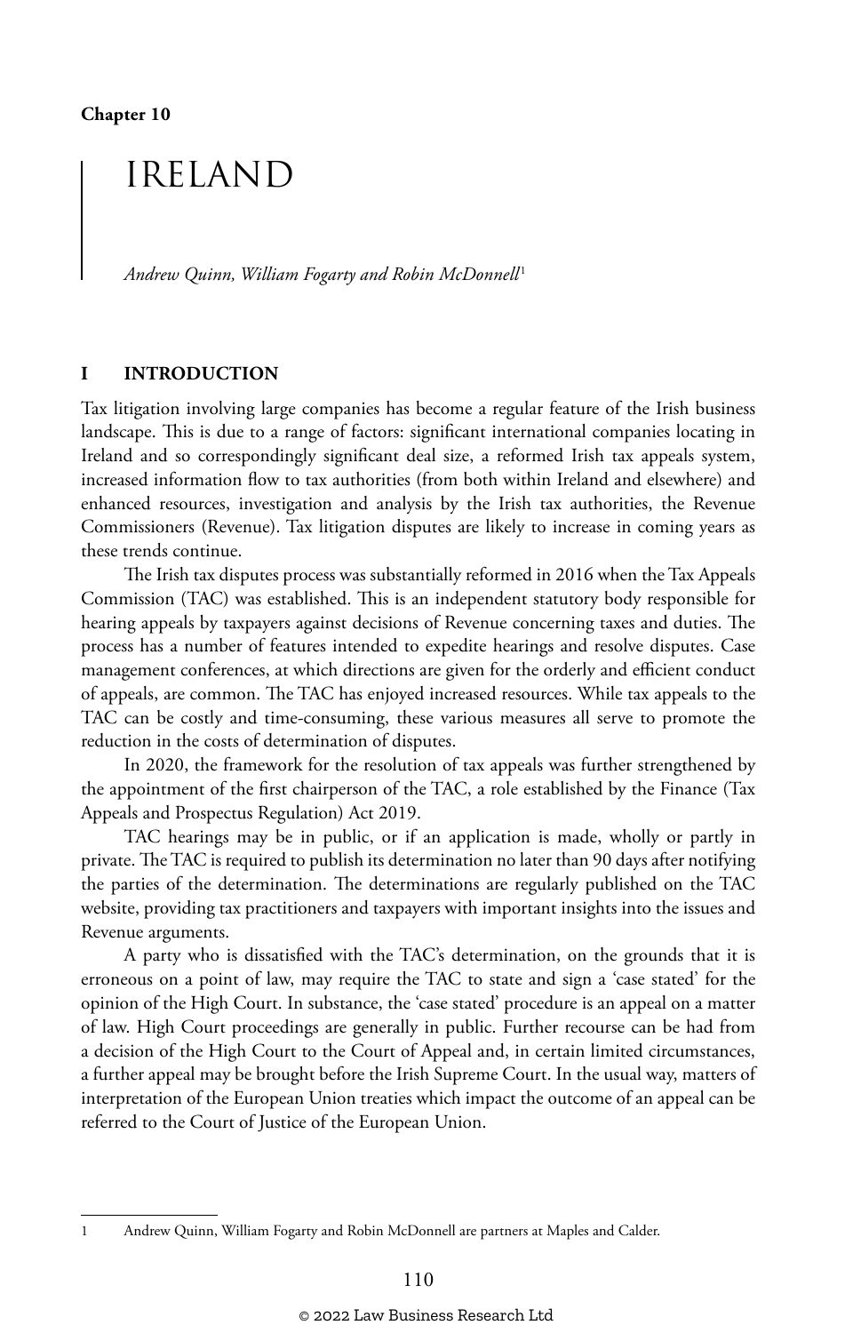**Chapter 10**

# IRELAND

*Andrew Quinn, William Fogarty and Robin McDonnell*[1]

## I INTRODUCTION

Tax litigation involving large companies has become a regular feature of the Irish business landscape. This is due to a range of factors: significant international companies locating in Ireland and so correspondingly significant deal size, a reformed Irish tax appeals system, increased information flow to tax authorities (from both within Ireland and elsewhere) and enhanced resources, investigation and analysis by the Irish tax authorities, the Revenue Commissioners (Revenue). Tax litigation disputes are likely to increase in coming years as these trends continue.

The Irish tax disputes process was substantially reformed in 2016 when the Tax Appeals Commission (TAC) was established. This is an independent statutory body responsible for hearing appeals by taxpayers against decisions of Revenue concerning taxes and duties. The process has a number of features intended to expedite hearings and resolve disputes. Case management conferences, at which directions are given for the orderly and efficient conduct of appeals, are common. The TAC has enjoyed increased resources. While tax appeals to the TAC can be costly and time-consuming, these various measures all serve to promote the reduction in the costs of determination of disputes.

In 2020, the framework for the resolution of tax appeals was further strengthened by the appointment of the first chairperson of the TAC, a role established by the Finance (Tax Appeals and Prospectus Regulation) Act 2019.

TAC hearings may be in public, or if an application is made, wholly or partly in private. The TAC is required to publish its determination no later than 90 days after notifying the parties of the determination. The determinations are regularly published on the TAC website, providing tax practitioners and taxpayers with important insights into the issues and Revenue arguments.

A party who is dissatisfied with the TAC's determination, on the grounds that it is erroneous on a point of law, may require the TAC to state and sign a 'case stated' for the opinion of the High Court. In substance, the 'case stated' procedure is an appeal on a matter of law. High Court proceedings are generally in public. Further recourse can be had from a decision of the High Court to the Court of Appeal and, in certain limited circumstances, a further appeal may be brought before the Irish Supreme Court. In the usual way, matters of interpretation of the European Union treaties which impact the outcome of an appeal can be referred to the Court of Justice of the European Union.

---

1 Andrew Quinn, William Fogarty and Robin McDonnell are partners at Maples and Calder.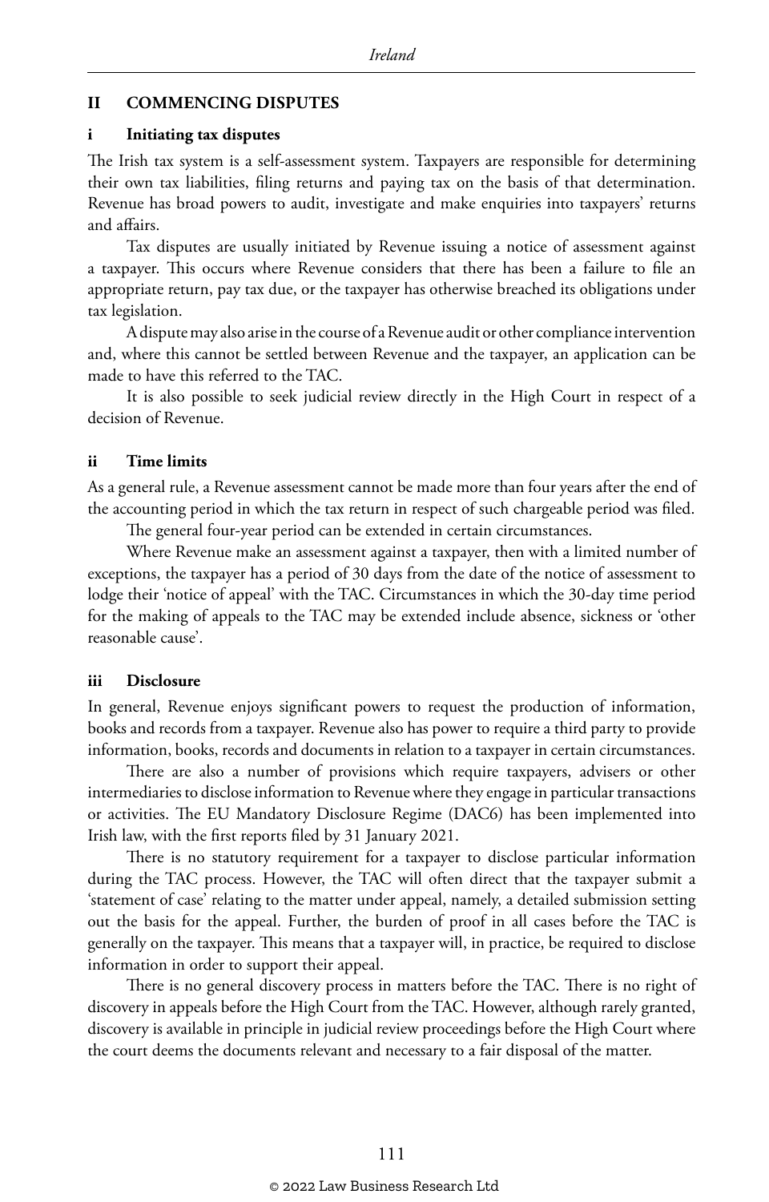## II COMMENCING DISPUTES

### i Initiating tax disputes

The Irish tax system is a self-assessment system. Taxpayers are responsible for determining their own tax liabilities, filing returns and paying tax on the basis of that determination. Revenue has broad powers to audit, investigate and make enquiries into taxpayers' returns and affairs.

Tax disputes are usually initiated by Revenue issuing a notice of assessment against a taxpayer. This occurs where Revenue considers that there has been a failure to file an appropriate return, pay tax due, or the taxpayer has otherwise breached its obligations under tax legislation.

A dispute may also arise in the course of a Revenue audit or other compliance intervention and, where this cannot be settled between Revenue and the taxpayer, an application can be made to have this referred to the TAC.

It is also possible to seek judicial review directly in the High Court in respect of a decision of Revenue.

### ii Time limits

As a general rule, a Revenue assessment cannot be made more than four years after the end of the accounting period in which the tax return in respect of such chargeable period was filed.

The general four-year period can be extended in certain circumstances.

Where Revenue make an assessment against a taxpayer, then with a limited number of exceptions, the taxpayer has a period of 30 days from the date of the notice of assessment to lodge their 'notice of appeal' with the TAC. Circumstances in which the 30-day time period for the making of appeals to the TAC may be extended include absence, sickness or 'other reasonable cause'.

### iii Disclosure

In general, Revenue enjoys significant powers to request the production of information, books and records from a taxpayer. Revenue also has power to require a third party to provide information, books, records and documents in relation to a taxpayer in certain circumstances.

There are also a number of provisions which require taxpayers, advisers or other intermediaries to disclose information to Revenue where they engage in particular transactions or activities. The EU Mandatory Disclosure Regime (DAC6) has been implemented into Irish law, with the first reports filed by 31 January 2021.

There is no statutory requirement for a taxpayer to disclose particular information during the TAC process. However, the TAC will often direct that the taxpayer submit a 'statement of case' relating to the matter under appeal, namely, a detailed submission setting out the basis for the appeal. Further, the burden of proof in all cases before the TAC is generally on the taxpayer. This means that a taxpayer will, in practice, be required to disclose information in order to support their appeal.

There is no general discovery process in matters before the TAC. There is no right of discovery in appeals before the High Court from the TAC. However, although rarely granted, discovery is available in principle in judicial review proceedings before the High Court where the court deems the documents relevant and necessary to a fair disposal of the matter.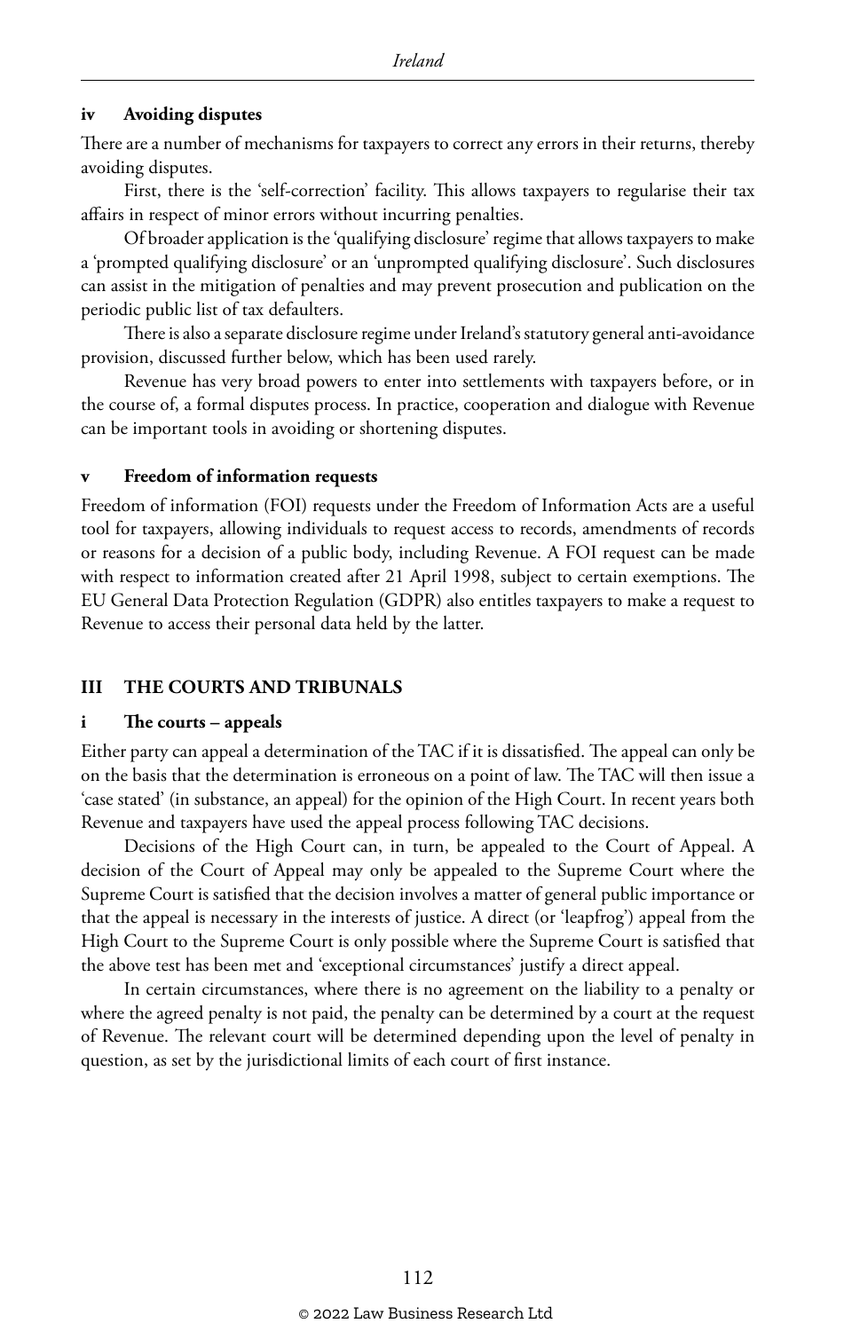### iv Avoiding disputes

There are a number of mechanisms for taxpayers to correct any errors in their returns, thereby avoiding disputes.

First, there is the 'self-correction' facility. This allows taxpayers to regularise their tax affairs in respect of minor errors without incurring penalties.

Of broader application is the 'qualifying disclosure' regime that allows taxpayers to make a 'prompted qualifying disclosure' or an 'unprompted qualifying disclosure'. Such disclosures can assist in the mitigation of penalties and may prevent prosecution and publication on the periodic public list of tax defaulters.

There is also a separate disclosure regime under Ireland's statutory general anti-avoidance provision, discussed further below, which has been used rarely.

Revenue has very broad powers to enter into settlements with taxpayers before, or in the course of, a formal disputes process. In practice, cooperation and dialogue with Revenue can be important tools in avoiding or shortening disputes.

### v Freedom of information requests

Freedom of information (FOI) requests under the Freedom of Information Acts are a useful tool for taxpayers, allowing individuals to request access to records, amendments of records or reasons for a decision of a public body, including Revenue. A FOI request can be made with respect to information created after 21 April 1998, subject to certain exemptions. The EU General Data Protection Regulation (GDPR) also entitles taxpayers to make a request to Revenue to access their personal data held by the latter.

## III THE COURTS AND TRIBUNALS

### i The courts – appeals

Either party can appeal a determination of the TAC if it is dissatisfied. The appeal can only be on the basis that the determination is erroneous on a point of law. The TAC will then issue a 'case stated' (in substance, an appeal) for the opinion of the High Court. In recent years both Revenue and taxpayers have used the appeal process following TAC decisions.

Decisions of the High Court can, in turn, be appealed to the Court of Appeal. A decision of the Court of Appeal may only be appealed to the Supreme Court where the Supreme Court is satisfied that the decision involves a matter of general public importance or that the appeal is necessary in the interests of justice. A direct (or 'leapfrog') appeal from the High Court to the Supreme Court is only possible where the Supreme Court is satisfied that the above test has been met and 'exceptional circumstances' justify a direct appeal.

In certain circumstances, where there is no agreement on the liability to a penalty or where the agreed penalty is not paid, the penalty can be determined by a court at the request of Revenue. The relevant court will be determined depending upon the level of penalty in question, as set by the jurisdictional limits of each court of first instance.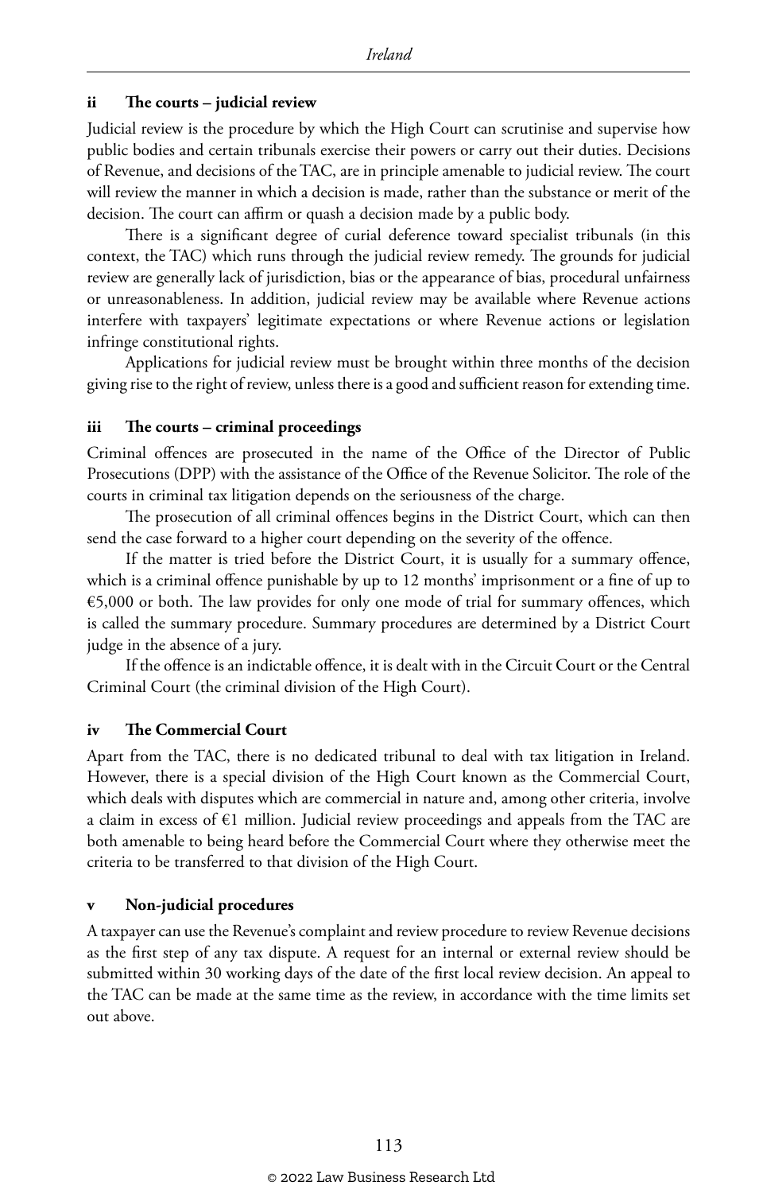### ii The courts – judicial review

Judicial review is the procedure by which the High Court can scrutinise and supervise how public bodies and certain tribunals exercise their powers or carry out their duties. Decisions of Revenue, and decisions of the TAC, are in principle amenable to judicial review. The court will review the manner in which a decision is made, rather than the substance or merit of the decision. The court can affirm or quash a decision made by a public body.

There is a significant degree of curial deference toward specialist tribunals (in this context, the TAC) which runs through the judicial review remedy. The grounds for judicial review are generally lack of jurisdiction, bias or the appearance of bias, procedural unfairness or unreasonableness. In addition, judicial review may be available where Revenue actions interfere with taxpayers' legitimate expectations or where Revenue actions or legislation infringe constitutional rights.

Applications for judicial review must be brought within three months of the decision giving rise to the right of review, unless there is a good and sufficient reason for extending time.

### iii The courts – criminal proceedings

Criminal offences are prosecuted in the name of the Office of the Director of Public Prosecutions (DPP) with the assistance of the Office of the Revenue Solicitor. The role of the courts in criminal tax litigation depends on the seriousness of the charge.

The prosecution of all criminal offences begins in the District Court, which can then send the case forward to a higher court depending on the severity of the offence.

If the matter is tried before the District Court, it is usually for a summary offence, which is a criminal offence punishable by up to 12 months' imprisonment or a fine of up to €5,000 or both. The law provides for only one mode of trial for summary offences, which is called the summary procedure. Summary procedures are determined by a District Court judge in the absence of a jury.

If the offence is an indictable offence, it is dealt with in the Circuit Court or the Central Criminal Court (the criminal division of the High Court).

### iv The Commercial Court

Apart from the TAC, there is no dedicated tribunal to deal with tax litigation in Ireland. However, there is a special division of the High Court known as the Commercial Court, which deals with disputes which are commercial in nature and, among other criteria, involve a claim in excess of €1 million. Judicial review proceedings and appeals from the TAC are both amenable to being heard before the Commercial Court where they otherwise meet the criteria to be transferred to that division of the High Court.

### v Non-judicial procedures

A taxpayer can use the Revenue's complaint and review procedure to review Revenue decisions as the first step of any tax dispute. A request for an internal or external review should be submitted within 30 working days of the date of the first local review decision. An appeal to the TAC can be made at the same time as the review, in accordance with the time limits set out above.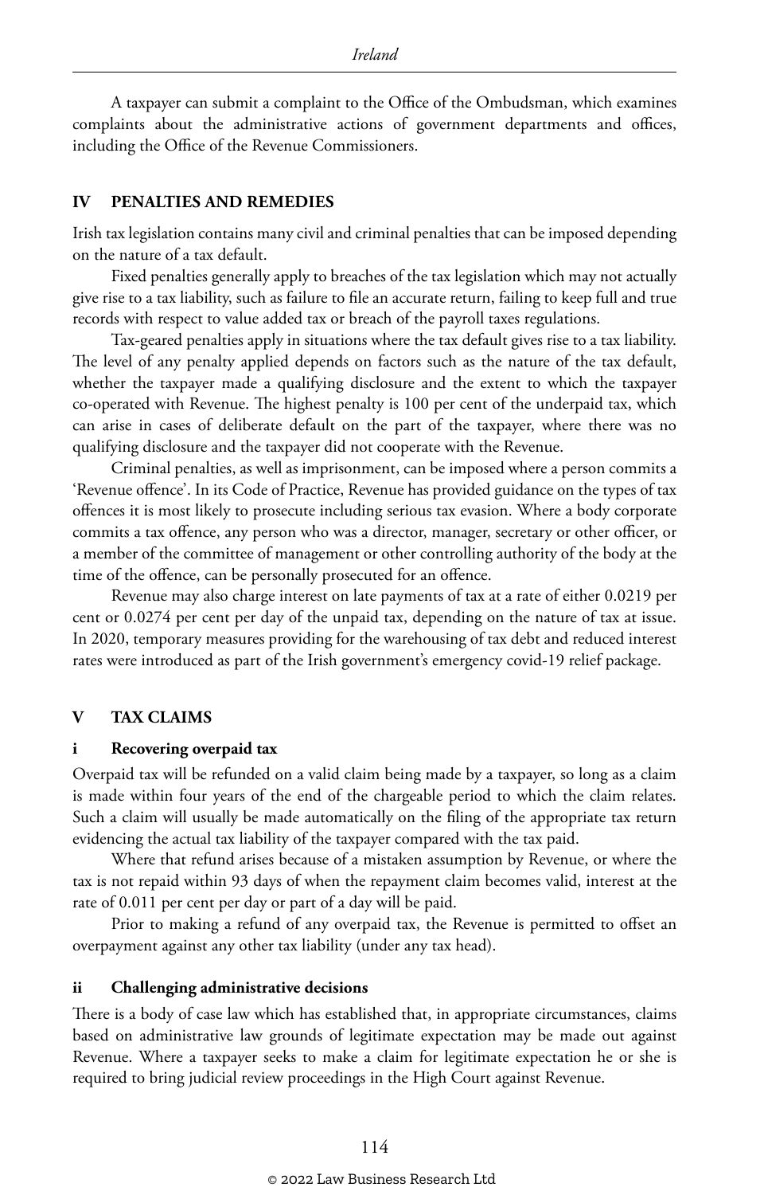A taxpayer can submit a complaint to the Office of the Ombudsman, which examines complaints about the administrative actions of government departments and offices, including the Office of the Revenue Commissioners.

## IV PENALTIES AND REMEDIES

Irish tax legislation contains many civil and criminal penalties that can be imposed depending on the nature of a tax default.

Fixed penalties generally apply to breaches of the tax legislation which may not actually give rise to a tax liability, such as failure to file an accurate return, failing to keep full and true records with respect to value added tax or breach of the payroll taxes regulations.

Tax-geared penalties apply in situations where the tax default gives rise to a tax liability. The level of any penalty applied depends on factors such as the nature of the tax default, whether the taxpayer made a qualifying disclosure and the extent to which the taxpayer co-operated with Revenue. The highest penalty is 100 per cent of the underpaid tax, which can arise in cases of deliberate default on the part of the taxpayer, where there was no qualifying disclosure and the taxpayer did not cooperate with the Revenue.

Criminal penalties, as well as imprisonment, can be imposed where a person commits a 'Revenue offence'. In its Code of Practice, Revenue has provided guidance on the types of tax offences it is most likely to prosecute including serious tax evasion. Where a body corporate commits a tax offence, any person who was a director, manager, secretary or other officer, or a member of the committee of management or other controlling authority of the body at the time of the offence, can be personally prosecuted for an offence.

Revenue may also charge interest on late payments of tax at a rate of either 0.0219 per cent or 0.0274 per cent per day of the unpaid tax, depending on the nature of tax at issue. In 2020, temporary measures providing for the warehousing of tax debt and reduced interest rates were introduced as part of the Irish government's emergency covid-19 relief package.

## V TAX CLAIMS

### i Recovering overpaid tax

Overpaid tax will be refunded on a valid claim being made by a taxpayer, so long as a claim is made within four years of the end of the chargeable period to which the claim relates. Such a claim will usually be made automatically on the filing of the appropriate tax return evidencing the actual tax liability of the taxpayer compared with the tax paid.

Where that refund arises because of a mistaken assumption by Revenue, or where the tax is not repaid within 93 days of when the repayment claim becomes valid, interest at the rate of 0.011 per cent per day or part of a day will be paid.

Prior to making a refund of any overpaid tax, the Revenue is permitted to offset an overpayment against any other tax liability (under any tax head).

### ii Challenging administrative decisions

There is a body of case law which has established that, in appropriate circumstances, claims based on administrative law grounds of legitimate expectation may be made out against Revenue. Where a taxpayer seeks to make a claim for legitimate expectation he or she is required to bring judicial review proceedings in the High Court against Revenue.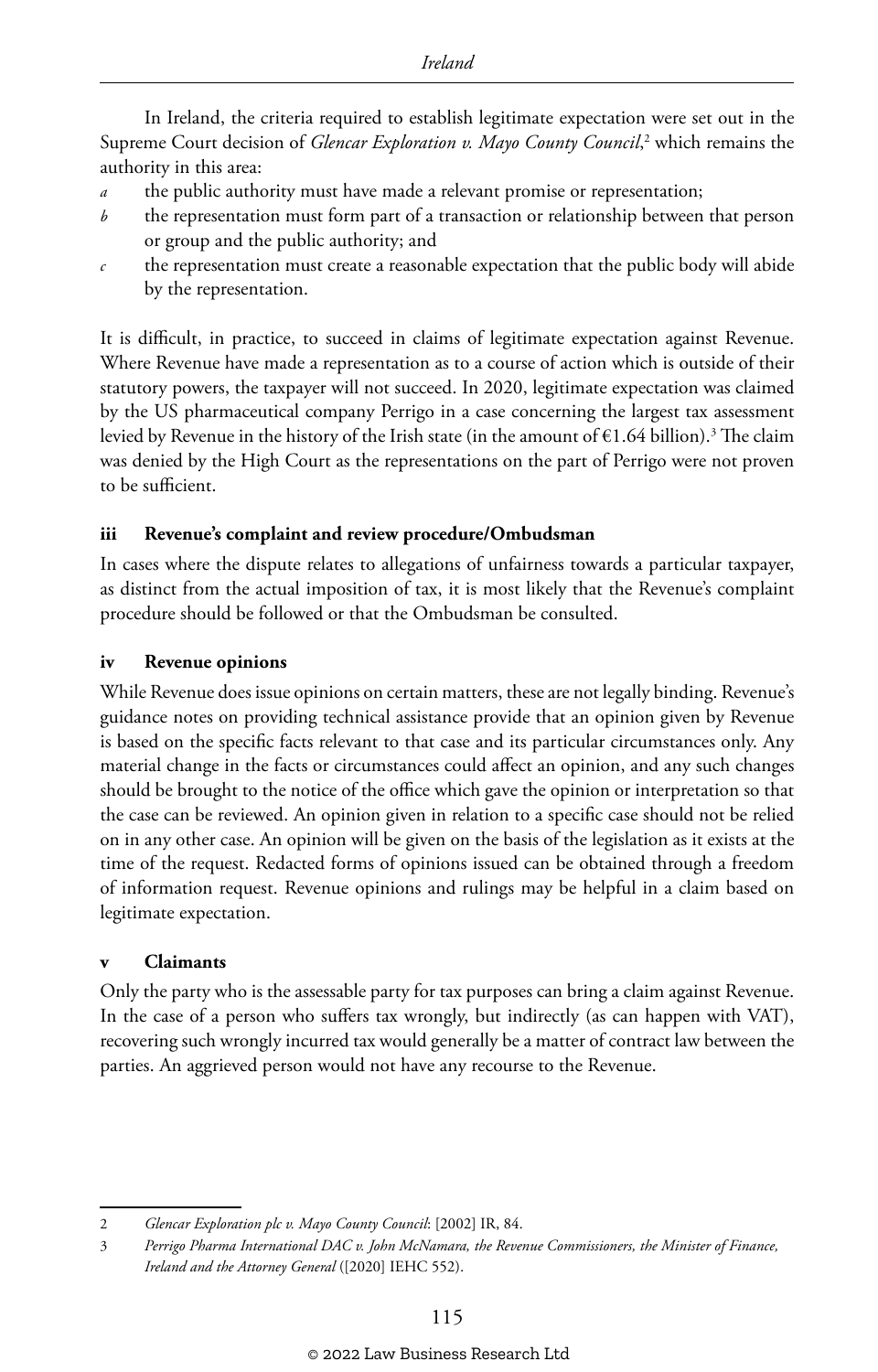In Ireland, the criteria required to establish legitimate expectation were set out in the Supreme Court decision of *Glencar Exploration v. Mayo County Council*,[2] which remains the authority in this area:

*a* the public authority must have made a relevant promise or representation;

*b* the representation must form part of a transaction or relationship between that person or group and the public authority; and

*c* the representation must create a reasonable expectation that the public body will abide by the representation.

It is difficult, in practice, to succeed in claims of legitimate expectation against Revenue. Where Revenue have made a representation as to a course of action which is outside of their statutory powers, the taxpayer will not succeed. In 2020, legitimate expectation was claimed by the US pharmaceutical company Perrigo in a case concerning the largest tax assessment levied by Revenue in the history of the Irish state (in the amount of €1.64 billion).[3] The claim was denied by the High Court as the representations on the part of Perrigo were not proven to be sufficient.

#### iii Revenue's complaint and review procedure/Ombudsman

In cases where the dispute relates to allegations of unfairness towards a particular taxpayer, as distinct from the actual imposition of tax, it is most likely that the Revenue's complaint procedure should be followed or that the Ombudsman be consulted.

#### iv Revenue opinions

While Revenue does issue opinions on certain matters, these are not legally binding. Revenue's guidance notes on providing technical assistance provide that an opinion given by Revenue is based on the specific facts relevant to that case and its particular circumstances only. Any material change in the facts or circumstances could affect an opinion, and any such changes should be brought to the notice of the office which gave the opinion or interpretation so that the case can be reviewed. An opinion given in relation to a specific case should not be relied on in any other case. An opinion will be given on the basis of the legislation as it exists at the time of the request. Redacted forms of opinions issued can be obtained through a freedom of information request. Revenue opinions and rulings may be helpful in a claim based on legitimate expectation.

#### v Claimants

Only the party who is the assessable party for tax purposes can bring a claim against Revenue. In the case of a person who suffers tax wrongly, but indirectly (as can happen with VAT), recovering such wrongly incurred tax would generally be a matter of contract law between the parties. An aggrieved person would not have any recourse to the Revenue.

---

2 *Glencar Exploration plc v. Mayo County Council*: [2002] IR, 84.

3 *Perrigo Pharma International DAC v. John McNamara, the Revenue Commissioners, the Minister of Finance, Ireland and the Attorney General* ([2020] IEHC 552).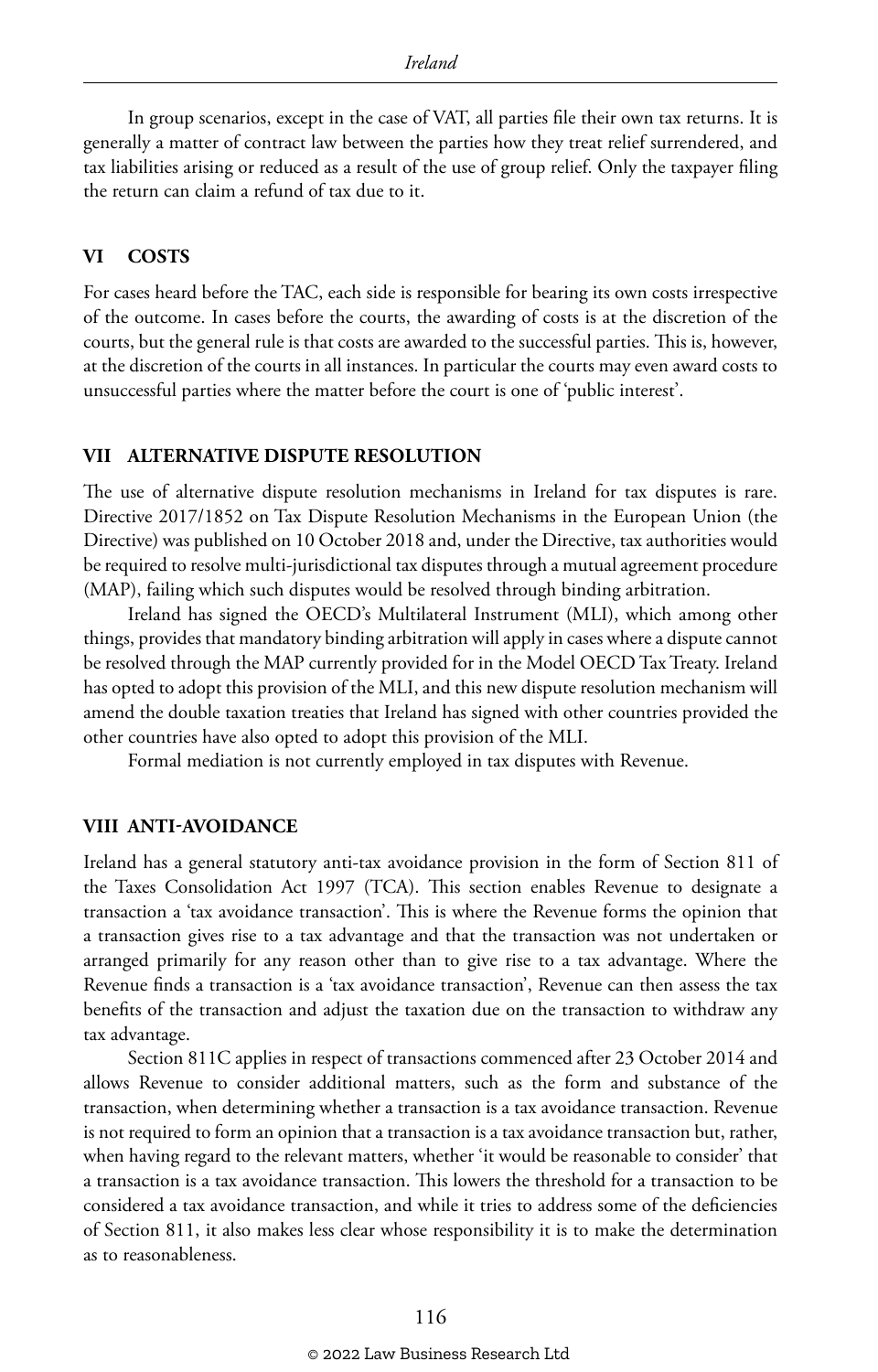In group scenarios, except in the case of VAT, all parties file their own tax returns. It is generally a matter of contract law between the parties how they treat relief surrendered, and tax liabilities arising or reduced as a result of the use of group relief. Only the taxpayer filing the return can claim a refund of tax due to it.

## VI COSTS

For cases heard before the TAC, each side is responsible for bearing its own costs irrespective of the outcome. In cases before the courts, the awarding of costs is at the discretion of the courts, but the general rule is that costs are awarded to the successful parties. This is, however, at the discretion of the courts in all instances. In particular the courts may even award costs to unsuccessful parties where the matter before the court is one of 'public interest'.

## VII ALTERNATIVE DISPUTE RESOLUTION

The use of alternative dispute resolution mechanisms in Ireland for tax disputes is rare. Directive 2017/1852 on Tax Dispute Resolution Mechanisms in the European Union (the Directive) was published on 10 October 2018 and, under the Directive, tax authorities would be required to resolve multi-jurisdictional tax disputes through a mutual agreement procedure (MAP), failing which such disputes would be resolved through binding arbitration.

Ireland has signed the OECD's Multilateral Instrument (MLI), which among other things, provides that mandatory binding arbitration will apply in cases where a dispute cannot be resolved through the MAP currently provided for in the Model OECD Tax Treaty. Ireland has opted to adopt this provision of the MLI, and this new dispute resolution mechanism will amend the double taxation treaties that Ireland has signed with other countries provided the other countries have also opted to adopt this provision of the MLI.

Formal mediation is not currently employed in tax disputes with Revenue.

## VIII ANTI-AVOIDANCE

Ireland has a general statutory anti-tax avoidance provision in the form of Section 811 of the Taxes Consolidation Act 1997 (TCA). This section enables Revenue to designate a transaction a 'tax avoidance transaction'. This is where the Revenue forms the opinion that a transaction gives rise to a tax advantage and that the transaction was not undertaken or arranged primarily for any reason other than to give rise to a tax advantage. Where the Revenue finds a transaction is a 'tax avoidance transaction', Revenue can then assess the tax benefits of the transaction and adjust the taxation due on the transaction to withdraw any tax advantage.

Section 811C applies in respect of transactions commenced after 23 October 2014 and allows Revenue to consider additional matters, such as the form and substance of the transaction, when determining whether a transaction is a tax avoidance transaction. Revenue is not required to form an opinion that a transaction is a tax avoidance transaction but, rather, when having regard to the relevant matters, whether 'it would be reasonable to consider' that a transaction is a tax avoidance transaction. This lowers the threshold for a transaction to be considered a tax avoidance transaction, and while it tries to address some of the deficiencies of Section 811, it also makes less clear whose responsibility it is to make the determination as to reasonableness.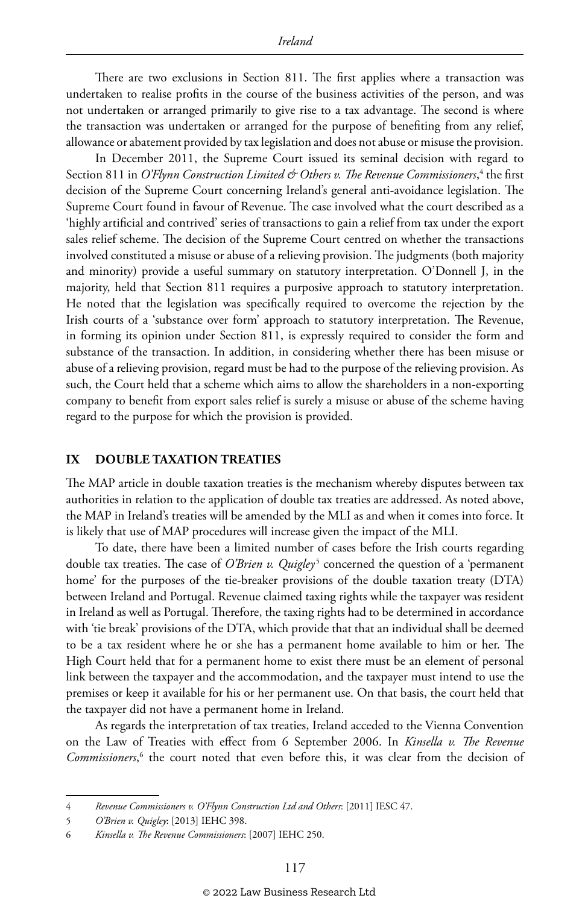There are two exclusions in Section 811. The first applies where a transaction was undertaken to realise profits in the course of the business activities of the person, and was not undertaken or arranged primarily to give rise to a tax advantage. The second is where the transaction was undertaken or arranged for the purpose of benefiting from any relief, allowance or abatement provided by tax legislation and does not abuse or misuse the provision.

In December 2011, the Supreme Court issued its seminal decision with regard to Section 811 in *O'Flynn Construction Limited & Others v. The Revenue Commissioners*,[4] the first decision of the Supreme Court concerning Ireland's general anti-avoidance legislation. The Supreme Court found in favour of Revenue. The case involved what the court described as a 'highly artificial and contrived' series of transactions to gain a relief from tax under the export sales relief scheme. The decision of the Supreme Court centred on whether the transactions involved constituted a misuse or abuse of a relieving provision. The judgments (both majority and minority) provide a useful summary on statutory interpretation. O'Donnell J, in the majority, held that Section 811 requires a purposive approach to statutory interpretation. He noted that the legislation was specifically required to overcome the rejection by the Irish courts of a 'substance over form' approach to statutory interpretation. The Revenue, in forming its opinion under Section 811, is expressly required to consider the form and substance of the transaction. In addition, in considering whether there has been misuse or abuse of a relieving provision, regard must be had to the purpose of the relieving provision. As such, the Court held that a scheme which aims to allow the shareholders in a non-exporting company to benefit from export sales relief is surely a misuse or abuse of the scheme having regard to the purpose for which the provision is provided.

## IX DOUBLE TAXATION TREATIES

The MAP article in double taxation treaties is the mechanism whereby disputes between tax authorities in relation to the application of double tax treaties are addressed. As noted above, the MAP in Ireland's treaties will be amended by the MLI as and when it comes into force. It is likely that use of MAP procedures will increase given the impact of the MLI.

To date, there have been a limited number of cases before the Irish courts regarding double tax treaties. The case of *O'Brien v. Quigley*[5] concerned the question of a 'permanent home' for the purposes of the tie-breaker provisions of the double taxation treaty (DTA) between Ireland and Portugal. Revenue claimed taxing rights while the taxpayer was resident in Ireland as well as Portugal. Therefore, the taxing rights had to be determined in accordance with 'tie break' provisions of the DTA, which provide that that an individual shall be deemed to be a tax resident where he or she has a permanent home available to him or her. The High Court held that for a permanent home to exist there must be an element of personal link between the taxpayer and the accommodation, and the taxpayer must intend to use the premises or keep it available for his or her permanent use. On that basis, the court held that the taxpayer did not have a permanent home in Ireland.

As regards the interpretation of tax treaties, Ireland acceded to the Vienna Convention on the Law of Treaties with effect from 6 September 2006. In *Kinsella v. The Revenue Commissioners*,[6] the court noted that even before this, it was clear from the decision of

---

4 *Revenue Commissioners v. O'Flynn Construction Ltd and Others*: [2011] IESC 47.

5 *O'Brien v. Quigley*: [2013] IEHC 398.

6 *Kinsella v. The Revenue Commissioners*: [2007] IEHC 250.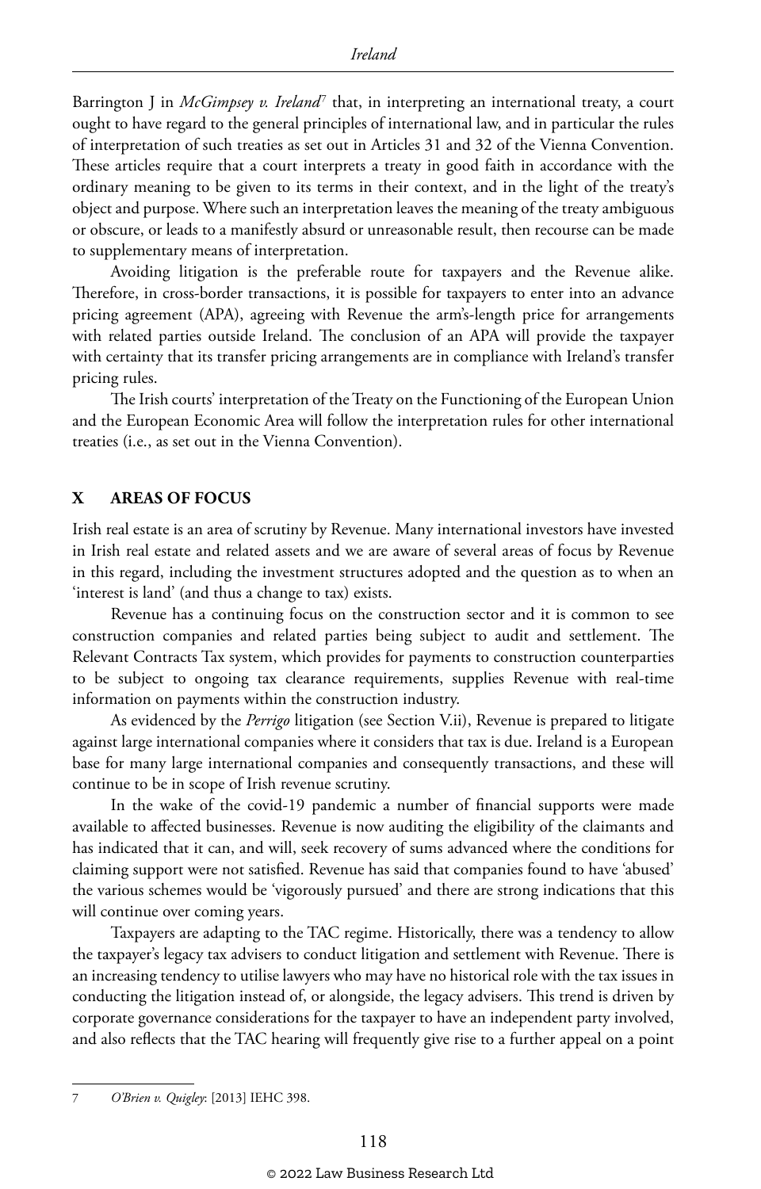Barrington J in *McGimpsey v. Ireland*[7] that, in interpreting an international treaty, a court ought to have regard to the general principles of international law, and in particular the rules of interpretation of such treaties as set out in Articles 31 and 32 of the Vienna Convention. These articles require that a court interprets a treaty in good faith in accordance with the ordinary meaning to be given to its terms in their context, and in the light of the treaty's object and purpose. Where such an interpretation leaves the meaning of the treaty ambiguous or obscure, or leads to a manifestly absurd or unreasonable result, then recourse can be made to supplementary means of interpretation.

Avoiding litigation is the preferable route for taxpayers and the Revenue alike. Therefore, in cross-border transactions, it is possible for taxpayers to enter into an advance pricing agreement (APA), agreeing with Revenue the arm's-length price for arrangements with related parties outside Ireland. The conclusion of an APA will provide the taxpayer with certainty that its transfer pricing arrangements are in compliance with Ireland's transfer pricing rules.

The Irish courts' interpretation of the Treaty on the Functioning of the European Union and the European Economic Area will follow the interpretation rules for other international treaties (i.e., as set out in the Vienna Convention).

## X AREAS OF FOCUS

Irish real estate is an area of scrutiny by Revenue. Many international investors have invested in Irish real estate and related assets and we are aware of several areas of focus by Revenue in this regard, including the investment structures adopted and the question as to when an 'interest is land' (and thus a change to tax) exists.

Revenue has a continuing focus on the construction sector and it is common to see construction companies and related parties being subject to audit and settlement. The Relevant Contracts Tax system, which provides for payments to construction counterparties to be subject to ongoing tax clearance requirements, supplies Revenue with real-time information on payments within the construction industry.

As evidenced by the *Perrigo* litigation (see Section V.ii), Revenue is prepared to litigate against large international companies where it considers that tax is due. Ireland is a European base for many large international companies and consequently transactions, and these will continue to be in scope of Irish revenue scrutiny.

In the wake of the covid-19 pandemic a number of financial supports were made available to affected businesses. Revenue is now auditing the eligibility of the claimants and has indicated that it can, and will, seek recovery of sums advanced where the conditions for claiming support were not satisfied. Revenue has said that companies found to have 'abused' the various schemes would be 'vigorously pursued' and there are strong indications that this will continue over coming years.

Taxpayers are adapting to the TAC regime. Historically, there was a tendency to allow the taxpayer's legacy tax advisers to conduct litigation and settlement with Revenue. There is an increasing tendency to utilise lawyers who may have no historical role with the tax issues in conducting the litigation instead of, or alongside, the legacy advisers. This trend is driven by corporate governance considerations for the taxpayer to have an independent party involved, and also reflects that the TAC hearing will frequently give rise to a further appeal on a point

---

7 *O'Brien v. Quigley*: [2013] IEHC 398.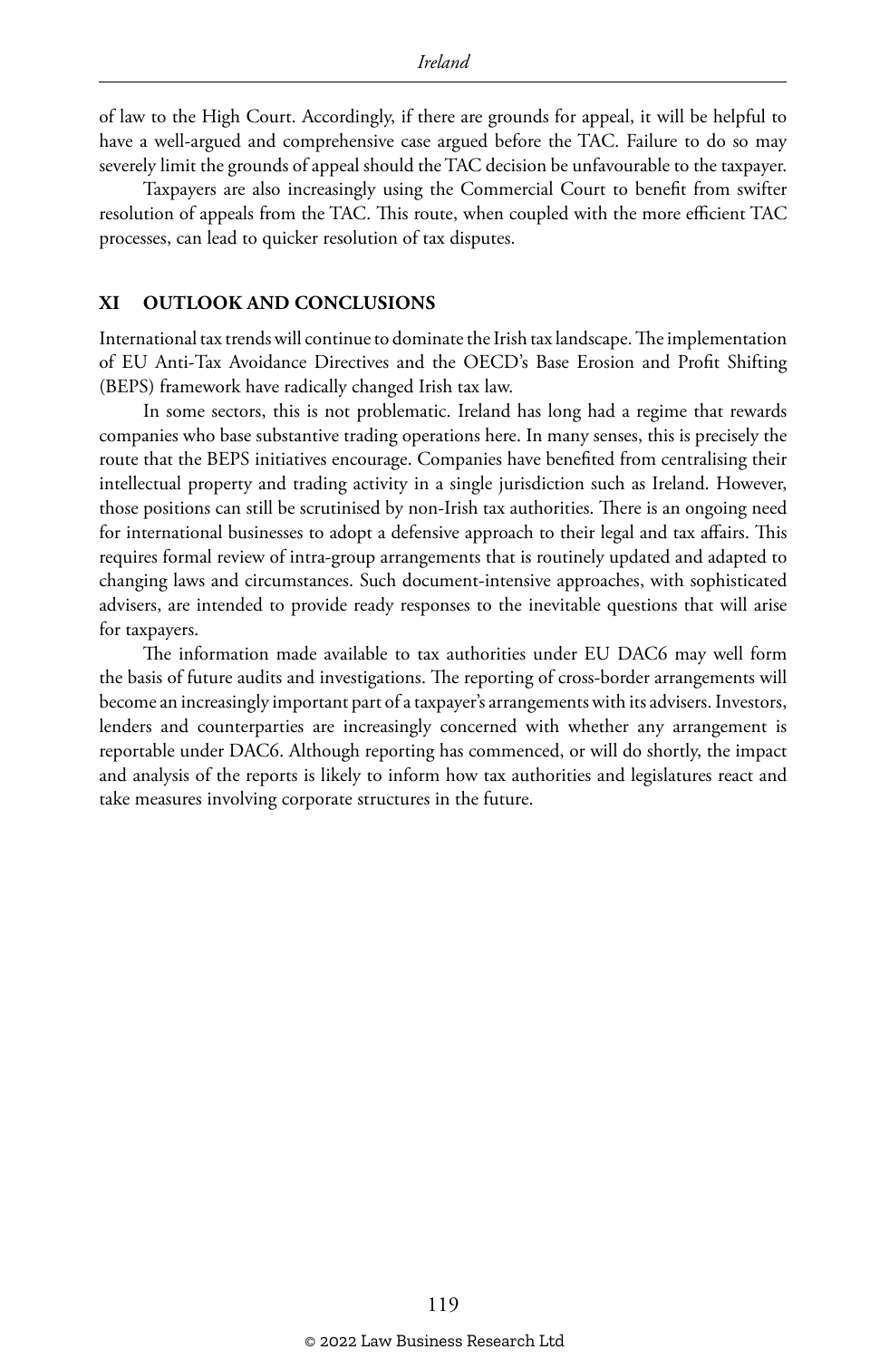of law to the High Court. Accordingly, if there are grounds for appeal, it will be helpful to have a well-argued and comprehensive case argued before the TAC. Failure to do so may severely limit the grounds of appeal should the TAC decision be unfavourable to the taxpayer.

Taxpayers are also increasingly using the Commercial Court to benefit from swifter resolution of appeals from the TAC. This route, when coupled with the more efficient TAC processes, can lead to quicker resolution of tax disputes.

## XI OUTLOOK AND CONCLUSIONS

International tax trends will continue to dominate the Irish tax landscape. The implementation of EU Anti-Tax Avoidance Directives and the OECD's Base Erosion and Profit Shifting (BEPS) framework have radically changed Irish tax law.

In some sectors, this is not problematic. Ireland has long had a regime that rewards companies who base substantive trading operations here. In many senses, this is precisely the route that the BEPS initiatives encourage. Companies have benefited from centralising their intellectual property and trading activity in a single jurisdiction such as Ireland. However, those positions can still be scrutinised by non-Irish tax authorities. There is an ongoing need for international businesses to adopt a defensive approach to their legal and tax affairs. This requires formal review of intra-group arrangements that is routinely updated and adapted to changing laws and circumstances. Such document-intensive approaches, with sophisticated advisers, are intended to provide ready responses to the inevitable questions that will arise for taxpayers.

The information made available to tax authorities under EU DAC6 may well form the basis of future audits and investigations. The reporting of cross-border arrangements will become an increasingly important part of a taxpayer's arrangements with its advisers. Investors, lenders and counterparties are increasingly concerned with whether any arrangement is reportable under DAC6. Although reporting has commenced, or will do shortly, the impact and analysis of the reports is likely to inform how tax authorities and legislatures react and take measures involving corporate structures in the future.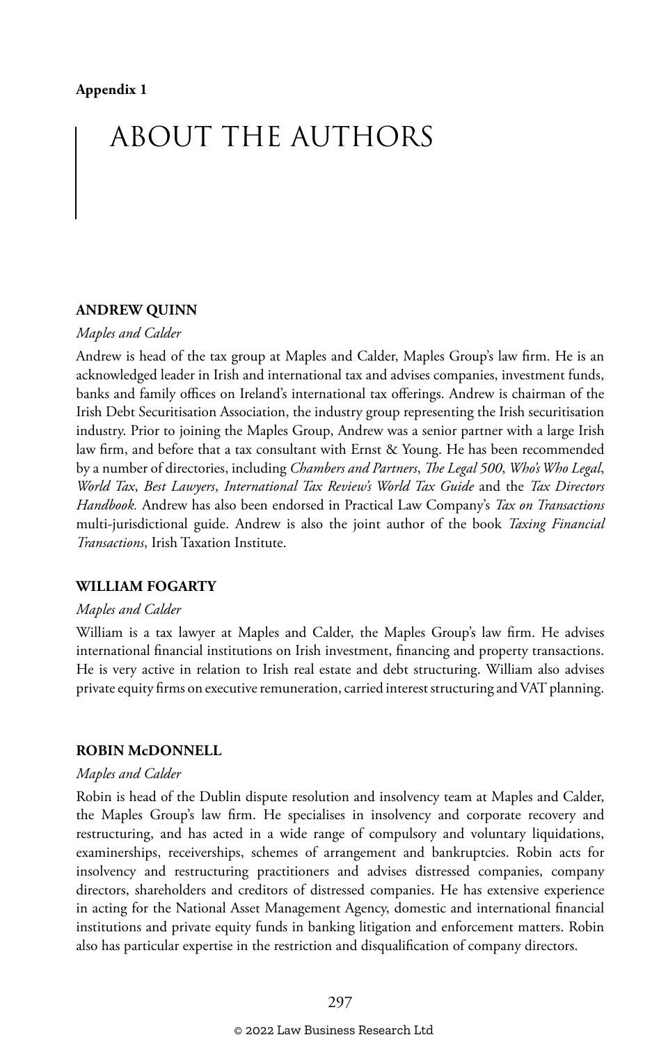**Appendix 1**

# ABOUT THE AUTHORS

### ANDREW QUINN

*Maples and Calder*

Andrew is head of the tax group at Maples and Calder, Maples Group's law firm. He is an acknowledged leader in Irish and international tax and advises companies, investment funds, banks and family offices on Ireland's international tax offerings. Andrew is chairman of the Irish Debt Securitisation Association, the industry group representing the Irish securitisation industry. Prior to joining the Maples Group, Andrew was a senior partner with a large Irish law firm, and before that a tax consultant with Ernst & Young. He has been recommended by a number of directories, including *Chambers and Partners*, *The Legal 500*, *Who's Who Legal*, *World Tax*, *Best Lawyers*, *International Tax Review's World Tax Guide* and the *Tax Directors Handbook.* Andrew has also been endorsed in Practical Law Company's *Tax on Transactions* multi-jurisdictional guide. Andrew is also the joint author of the book *Taxing Financial Transactions*, Irish Taxation Institute.

### WILLIAM FOGARTY

*Maples and Calder*

William is a tax lawyer at Maples and Calder, the Maples Group's law firm. He advises international financial institutions on Irish investment, financing and property transactions. He is very active in relation to Irish real estate and debt structuring. William also advises private equity firms on executive remuneration, carried interest structuring and VAT planning.

### ROBIN McDONNELL

*Maples and Calder*

Robin is head of the Dublin dispute resolution and insolvency team at Maples and Calder, the Maples Group's law firm. He specialises in insolvency and corporate recovery and restructuring, and has acted in a wide range of compulsory and voluntary liquidations, examinerships, receiverships, schemes of arrangement and bankruptcies. Robin acts for insolvency and restructuring practitioners and advises distressed companies, company directors, shareholders and creditors of distressed companies. He has extensive experience in acting for the National Asset Management Agency, domestic and international financial institutions and private equity funds in banking litigation and enforcement matters. Robin also has particular expertise in the restriction and disqualification of company directors.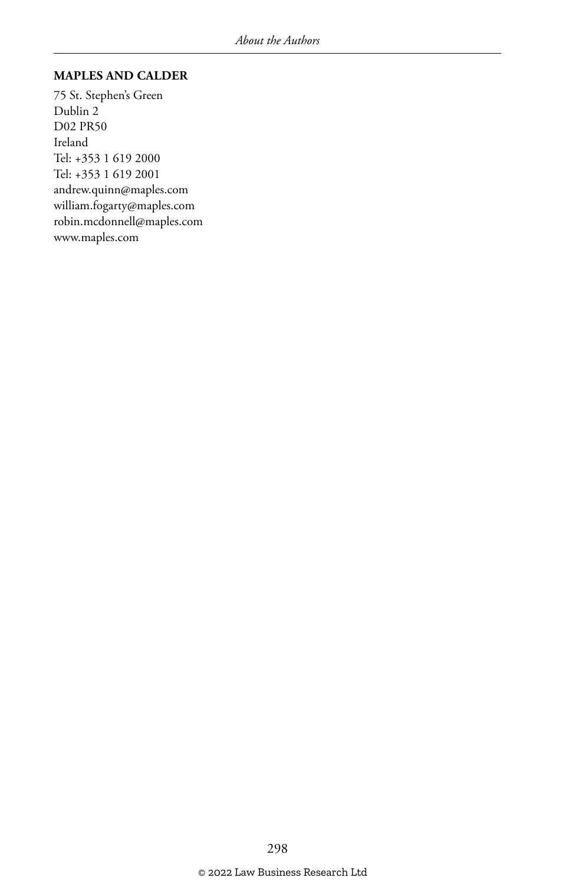**MAPLES AND CALDER**

75 St. Stephen's Green
Dublin 2
D02 PR50
Ireland
Tel: +353 1 619 2000
Tel: +353 1 619 2001
andrew.quinn@maples.com
william.fogarty@maples.com
robin.mcdonnell@maples.com
www.maples.com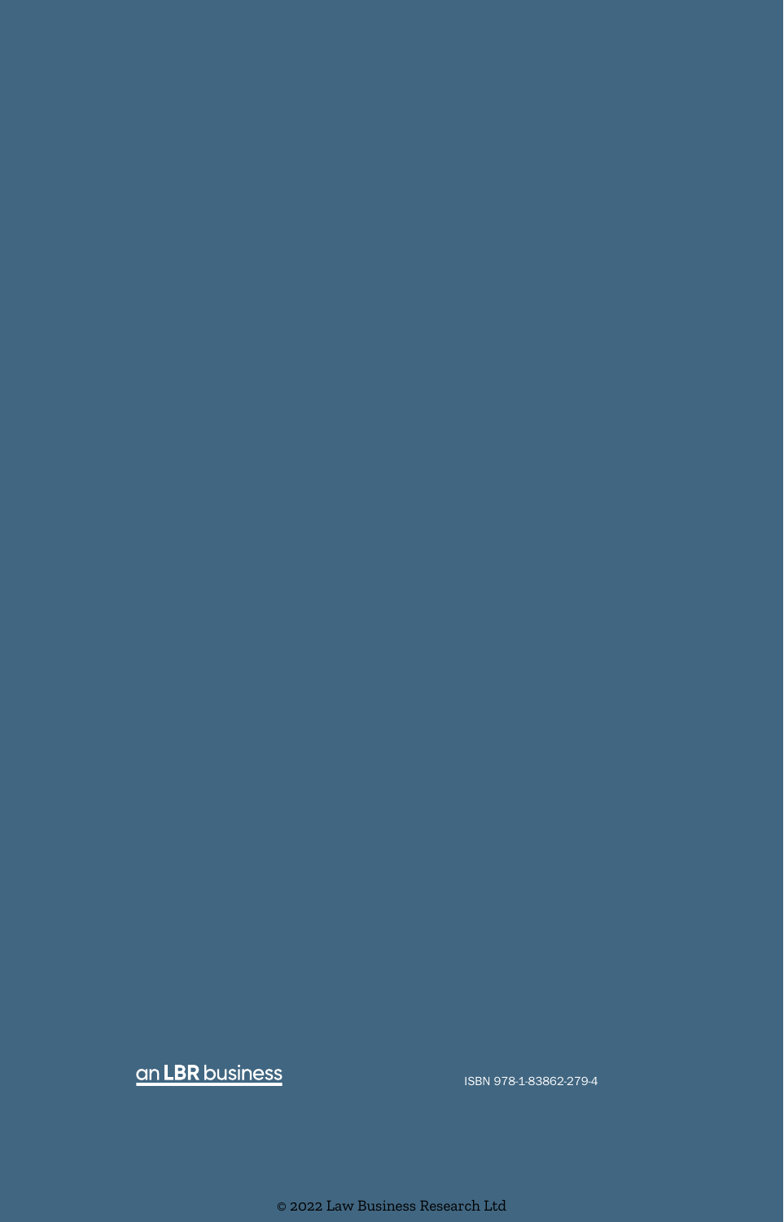an LBR business

ISBN 978-1-83862-279-4

© 2022 Law Business Research Ltd